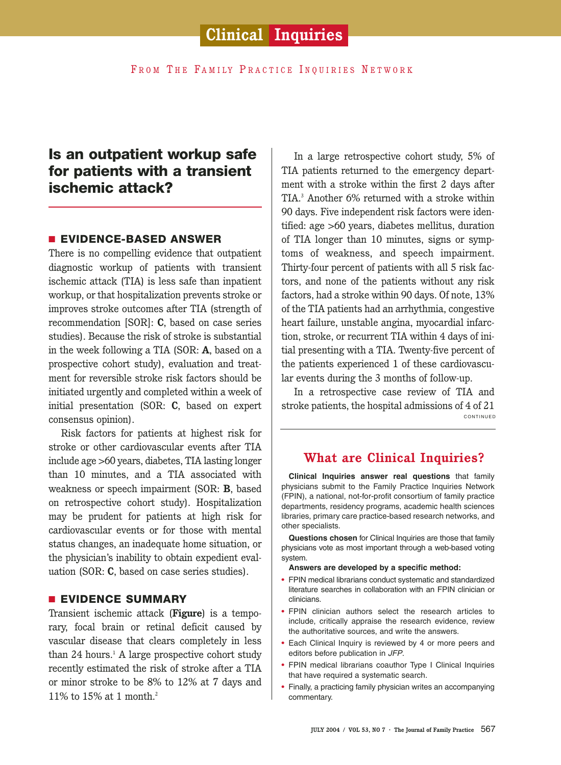# Clinical Inquiries

FROM THE FAMILY PRACTICE INQUIRIES NETWORK

## Is an outpatient workup safe for patients with a transient ischemic attack?

### EVIDENCE-BASED ANSWER

There is no compelling evidence that outpatient diagnostic workup of patients with transient ischemic attack (TIA) is less safe than inpatient workup, or that hospitalization prevents stroke or improves stroke outcomes after TIA (strength of recommendation [SOR]: **C**, based on case series studies). Because the risk of stroke is substantial in the week following a TIA (SOR: **A**, based on a prospective cohort study), evaluation and treatment for reversible stroke risk factors should be initiated urgently and completed within a week of initial presentation (SOR: **C**, based on expert consensus opinion).

Risk factors for patients at highest risk for stroke or other cardiovascular events after TIA include age >60 years, diabetes, TIA lasting longer than 10 minutes, and a TIA associated with weakness or speech impairment (SOR: **B**, based on retrospective cohort study). Hospitalization may be prudent for patients at high risk for cardiovascular events or for those with mental status changes, an inadequate home situation, or the physician's inability to obtain expedient evaluation (SOR: **C**, based on case series studies).

### EVIDENCE SUMMARY

Transient ischemic attack (**Figure**) is a temporary, focal brain or retinal deficit caused by vascular disease that clears completely in less than 24 hours.[1] A large prospective cohort study recently estimated the risk of stroke after a TIA or minor stroke to be 8% to 12% at 7 days and 11% to 15% at 1 month.[2]

In a large retrospective cohort study, 5% of TIA patients returned to the emergency department with a stroke within the first 2 days after TIA.[3] Another 6% returned with a stroke within 90 days. Five independent risk factors were identified: age >60 years, diabetes mellitus, duration of TIA longer than 10 minutes, signs or symptoms of weakness, and speech impairment. Thirty-four percent of patients with all 5 risk factors, and none of the patients without any risk factors, had a stroke within 90 days. Of note, 13% of the TIA patients had an arrhythmia, congestive heart failure, unstable angina, myocardial infarction, stroke, or recurrent TIA within 4 days of initial presenting with a TIA. Twenty-five percent of the patients experienced 1 of these cardiovascular events during the 3 months of follow-up.

In a retrospective case review of TIA and stroke patients, the hospital admissions of 4 of 21

CONTINUED

### What are Clinical Inquiries?

**Clinical Inquiries answer real questions** that family physicians submit to the Family Practice Inquiries Network (FPIN), a national, not-for-profit consortium of family practice departments, residency programs, academic health sciences libraries, primary care practice-based research networks, and other specialists.

**Questions chosen** for Clinical Inquiries are those that family physicians vote as most important through a web-based voting system.

**Answers are developed by a specific method:**

- FPIN medical librarians conduct systematic and standardized literature searches in collaboration with an FPIN clinician or clinicians.
- FPIN clinician authors select the research articles to include, critically appraise the research evidence, review the authoritative sources, and write the answers.
- Each Clinical Inquiry is reviewed by 4 or more peers and editors before publication in *JFP*.
- FPIN medical librarians coauthor Type I Clinical Inquiries that have required a systematic search.
- Finally, a practicing family physician writes an accompanying commentary.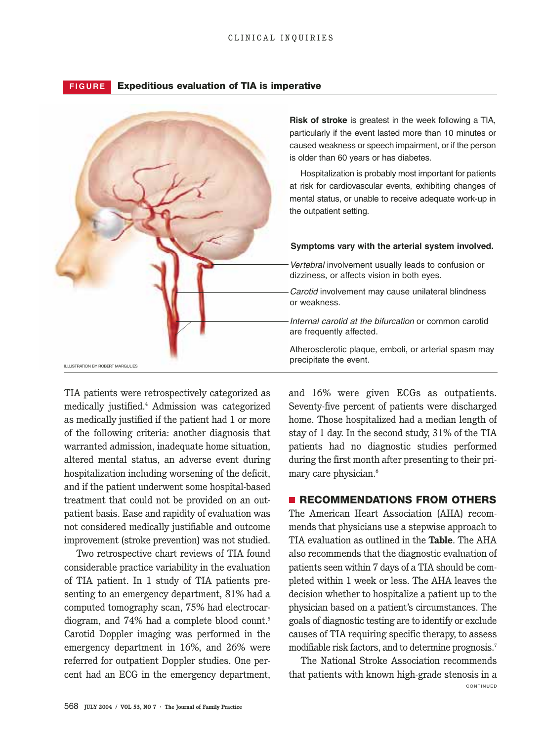**FIGURE** **Expeditious evaluation of TIA is imperative**

**Risk of stroke** is greatest in the week following a TIA, particularly if the event lasted more than 10 minutes or caused weakness or speech impairment, or if the person is older than 60 years or has diabetes.

Hospitalization is probably most important for patients at risk for cardiovascular events, exhibiting changes of mental status, or unable to receive adequate work-up in the outpatient setting.

**Symptoms vary with the arterial system involved.**

*Vertebral* involvement usually leads to confusion or dizziness, or affects vision in both eyes.

*Carotid* involvement may cause unilateral blindness or weakness.

*Internal carotid at the bifurcation* or common carotid are frequently affected.

Atherosclerotic plaque, emboli, or arterial spasm may precipitate the event.

ILLUSTRATION BY ROBERT MARGULIES

TIA patients were retrospectively categorized as medically justified.[4] Admission was categorized as medically justified if the patient had 1 or more of the following criteria: another diagnosis that warranted admission, inadequate home situation, altered mental status, an adverse event during hospitalization including worsening of the deficit, and if the patient underwent some hospital-based treatment that could not be provided on an outpatient basis. Ease and rapidity of evaluation was not considered medically justifiable and outcome improvement (stroke prevention) was not studied.

Two retrospective chart reviews of TIA found considerable practice variability in the evaluation of TIA patient. In 1 study of TIA patients presenting to an emergency department, 81% had a computed tomography scan, 75% had electrocardiogram, and 74% had a complete blood count.[5] Carotid Doppler imaging was performed in the emergency department in 16%, and 26% were referred for outpatient Doppler studies. One percent had an ECG in the emergency department, and 16% were given ECGs as outpatients. Seventy-five percent of patients were discharged home. Those hospitalized had a median length of stay of 1 day. In the second study, 31% of the TIA patients had no diagnostic studies performed during the first month after presenting to their primary care physician.[6]

## RECOMMENDATIONS FROM OTHERS

The American Heart Association (AHA) recommends that physicians use a stepwise approach to TIA evaluation as outlined in the **Table**. The AHA also recommends that the diagnostic evaluation of patients seen within 7 days of a TIA should be completed within 1 week or less. The AHA leaves the decision whether to hospitalize a patient up to the physician based on a patient's circumstances. The goals of diagnostic testing are to identify or exclude causes of TIA requiring specific therapy, to assess modifiable risk factors, and to determine prognosis.[7]

The National Stroke Association recommends that patients with known high-grade stenosis in a

CONTINUED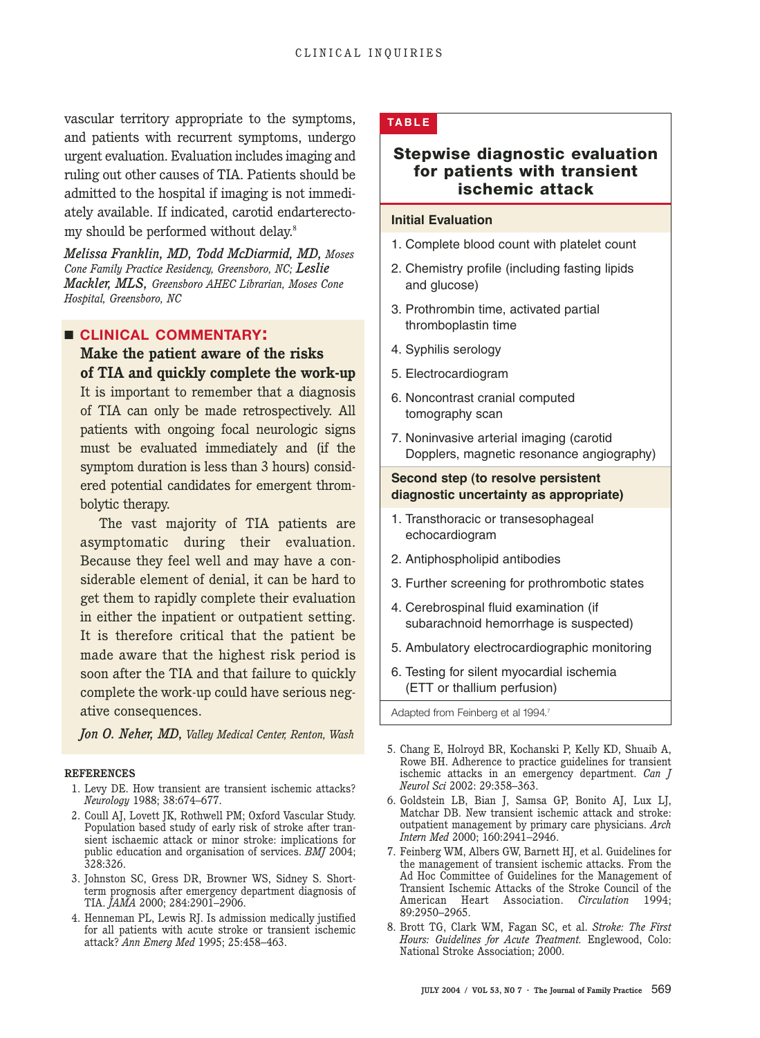vascular territory appropriate to the symptoms, and patients with recurrent symptoms, undergo urgent evaluation. Evaluation includes imaging and ruling out other causes of TIA. Patients should be admitted to the hospital if imaging is not immediately available. If indicated, carotid endarterectomy should be performed without delay.[8]

***Melissa Franklin, MD, Todd McDiarmid, MD,*** *Moses Cone Family Practice Residency, Greensboro, NC;* ***Leslie Mackler, MLS,*** *Greensboro AHEC Librarian, Moses Cone Hospital, Greensboro, NC*

## CLINICAL COMMENTARY:

### Make the patient aware of the risks of TIA and quickly complete the work-up

It is important to remember that a diagnosis of TIA can only be made retrospectively. All patients with ongoing focal neurologic signs must be evaluated immediately and (if the symptom duration is less than 3 hours) considered potential candidates for emergent thrombolytic therapy.

The vast majority of TIA patients are asymptomatic during their evaluation. Because they feel well and may have a considerable element of denial, it can be hard to get them to rapidly complete their evaluation in either the inpatient or outpatient setting. It is therefore critical that the patient be made aware that the highest risk period is soon after the TIA and that failure to quickly complete the work-up could have serious negative consequences.

***Jon O. Neher, MD,*** *Valley Medical Center, Renton, Wash*

**TABLE**

### Stepwise diagnostic evaluation for patients with transient ischemic attack

**Initial Evaluation**

1. Complete blood count with platelet count
2. Chemistry profile (including fasting lipids and glucose)
3. Prothrombin time, activated partial thromboplastin time
4. Syphilis serology
5. Electrocardiogram
6. Noncontrast cranial computed tomography scan
7. Noninvasive arterial imaging (carotid Dopplers, magnetic resonance angiography)

**Second step (to resolve persistent diagnostic uncertainty as appropriate)**

1. Transthoracic or transesophageal echocardiogram
2. Antiphospholipid antibodies
3. Further screening for prothrombotic states
4. Cerebrospinal fluid examination (if subarachnoid hemorrhage is suspected)
5. Ambulatory electrocardiographic monitoring
6. Testing for silent myocardial ischemia (ETT or thallium perfusion)

Adapted from Feinberg et al 1994.[7]

## REFERENCES

1. Levy DE. How transient are transient ischemic attacks? *Neurology* 1988; 38:674–677.
2. Coull AJ, Lovett JK, Rothwell PM; Oxford Vascular Study. Population based study of early risk of stroke after transient ischaemic attack or minor stroke: implications for public education and organisation of services. *BMJ* 2004; 328:326.
3. Johnston SC, Gress DR, Browner WS, Sidney S. Short-term prognosis after emergency department diagnosis of TIA. *JAMA* 2000; 284:2901–2906.
4. Henneman PL, Lewis RJ. Is admission medically justified for all patients with acute stroke or transient ischemic attack? *Ann Emerg Med* 1995; 25:458–463.
5. Chang E, Holroyd BR, Kochanski P, Kelly KD, Shuaib A, Rowe BH. Adherence to practice guidelines for transient ischemic attacks in an emergency department. *Can J Neurol Sci* 2002: 29:358–363.
6. Goldstein LB, Bian J, Samsa GP, Bonito AJ, Lux LJ, Matchar DB. New transient ischemic attack and stroke: outpatient management by primary care physicians. *Arch Intern Med* 2000; 160:2941–2946.
7. Feinberg WM, Albers GW, Barnett HJ, et al. Guidelines for the management of transient ischemic attacks. From the Ad Hoc Committee of Guidelines for the Management of Transient Ischemic Attacks of the Stroke Council of the American Heart Association. *Circulation* 1994; 89:2950–2965.
8. Brott TG, Clark WM, Fagan SC, et al. *Stroke: The First Hours: Guidelines for Acute Treatment.* Englewood, Colo: National Stroke Association; 2000.